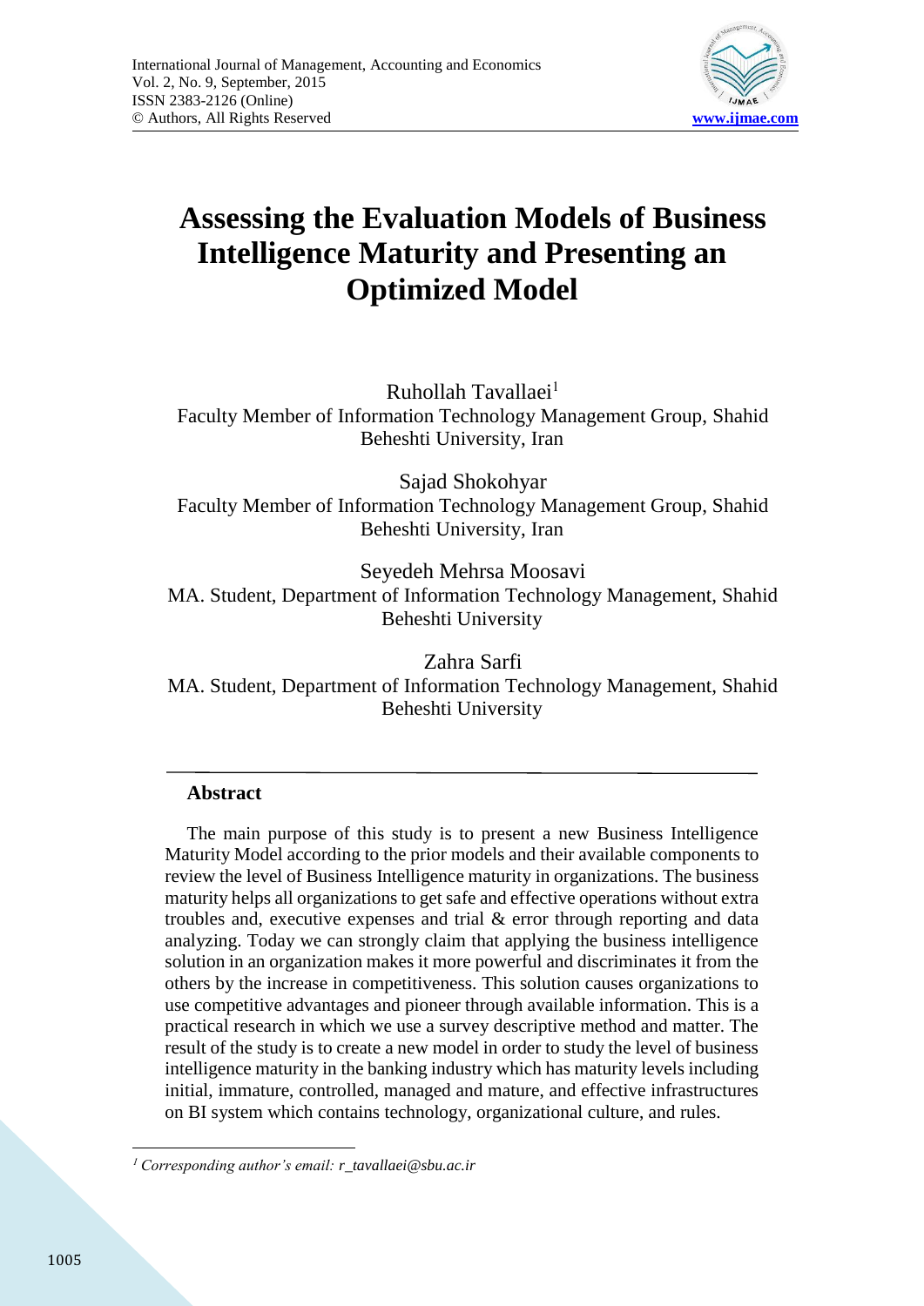# Assessing the Evaluation Models of Business Intelligence Maturity and Presenting an Optimized Model

Ruhollah Tavallaei[1]
Faculty Member of Information Technology Management Group, Shahid Beheshti University, Iran

Sajad Shokohyar
Faculty Member of Information Technology Management Group, Shahid Beheshti University, Iran

Seyedeh Mehrsa Moosavi
MA. Student, Department of Information Technology Management, Shahid Beheshti University

Zahra Sarfi
MA. Student, Department of Information Technology Management, Shahid Beheshti University

## Abstract

The main purpose of this study is to present a new Business Intelligence Maturity Model according to the prior models and their available components to review the level of Business Intelligence maturity in organizations. The business maturity helps all organizations to get safe and effective operations without extra troubles and, executive expenses and trial & error through reporting and data analyzing. Today we can strongly claim that applying the business intelligence solution in an organization makes it more powerful and discriminates it from the others by the increase in competitiveness. This solution causes organizations to use competitive advantages and pioneer through available information. This is a practical research in which we use a survey descriptive method and matter. The result of the study is to create a new model in order to study the level of business intelligence maturity in the banking industry which has maturity levels including initial, immature, controlled, managed and mature, and effective infrastructures on BI system which contains technology, organizational culture, and rules.

---

[1] *Corresponding author's email: r_tavallaei@sbu.ac.ir*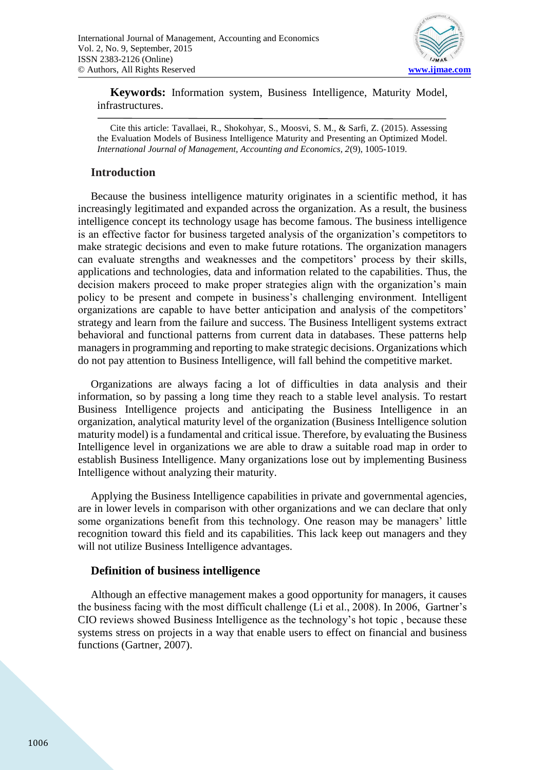**Keywords:** Information system, Business Intelligence, Maturity Model, infrastructures.

Cite this article: Tavallaei, R., Shokohyar, S., Moosvi, S. M., & Sarfi, Z. (2015). Assessing the Evaluation Models of Business Intelligence Maturity and Presenting an Optimized Model. *International Journal of Management, Accounting and Economics, 2*(9), 1005-1019.

## Introduction

Because the business intelligence maturity originates in a scientific method, it has increasingly legitimated and expanded across the organization. As a result, the business intelligence concept its technology usage has become famous. The business intelligence is an effective factor for business targeted analysis of the organization's competitors to make strategic decisions and even to make future rotations. The organization managers can evaluate strengths and weaknesses and the competitors' process by their skills, applications and technologies, data and information related to the capabilities. Thus, the decision makers proceed to make proper strategies align with the organization's main policy to be present and compete in business's challenging environment. Intelligent organizations are capable to have better anticipation and analysis of the competitors' strategy and learn from the failure and success. The Business Intelligent systems extract behavioral and functional patterns from current data in databases. These patterns help managers in programming and reporting to make strategic decisions. Organizations which do not pay attention to Business Intelligence, will fall behind the competitive market.

Organizations are always facing a lot of difficulties in data analysis and their information, so by passing a long time they reach to a stable level analysis. To restart Business Intelligence projects and anticipating the Business Intelligence in an organization, analytical maturity level of the organization (Business Intelligence solution maturity model) is a fundamental and critical issue. Therefore, by evaluating the Business Intelligence level in organizations we are able to draw a suitable road map in order to establish Business Intelligence. Many organizations lose out by implementing Business Intelligence without analyzing their maturity.

Applying the Business Intelligence capabilities in private and governmental agencies, are in lower levels in comparison with other organizations and we can declare that only some organizations benefit from this technology. One reason may be managers' little recognition toward this field and its capabilities. This lack keep out managers and they will not utilize Business Intelligence advantages.

## Definition of business intelligence

Although an effective management makes a good opportunity for managers, it causes the business facing with the most difficult challenge (Li et al., 2008). In 2006, Gartner's CIO reviews showed Business Intelligence as the technology's hot topic , because these systems stress on projects in a way that enable users to effect on financial and business functions (Gartner, 2007).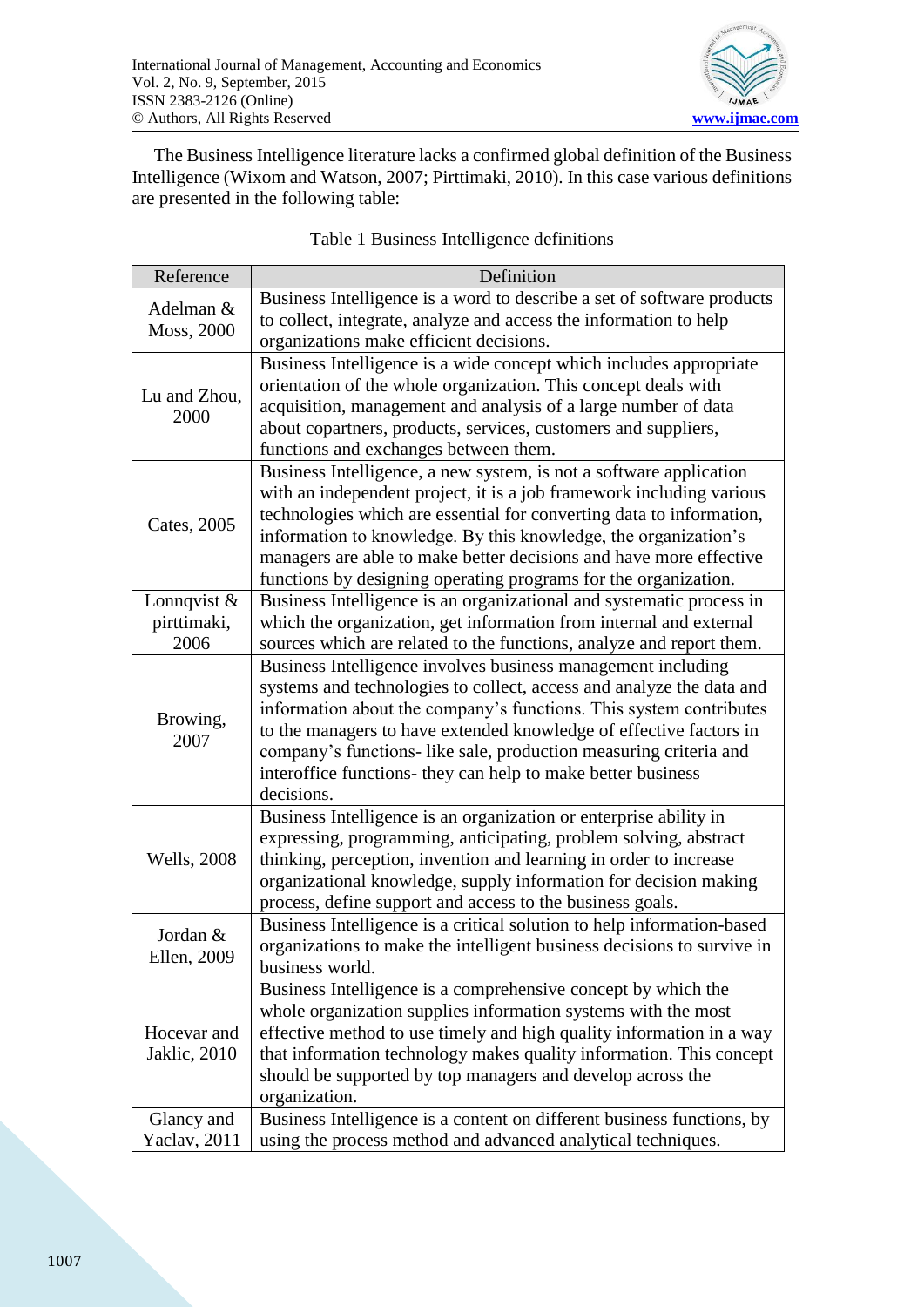The Business Intelligence literature lacks a confirmed global definition of the Business Intelligence (Wixom and Watson, 2007; Pirttimaki, 2010). In this case various definitions are presented in the following table:

Table 1 Business Intelligence definitions

| Reference | Definition |
|---|---|
| Adelman & Moss, 2000 | Business Intelligence is a word to describe a set of software products to collect, integrate, analyze and access the information to help organizations make efficient decisions. |
| Lu and Zhou, 2000 | Business Intelligence is a wide concept which includes appropriate orientation of the whole organization. This concept deals with acquisition, management and analysis of a large number of data about copartners, products, services, customers and suppliers, functions and exchanges between them. |
| Cates, 2005 | Business Intelligence, a new system, is not a software application with an independent project, it is a job framework including various technologies which are essential for converting data to information, information to knowledge. By this knowledge, the organization's managers are able to make better decisions and have more effective functions by designing operating programs for the organization. |
| Lonnqvist & pirttimaki, 2006 | Business Intelligence is an organizational and systematic process in which the organization, get information from internal and external sources which are related to the functions, analyze and report them. |
| Browing, 2007 | Business Intelligence involves business management including systems and technologies to collect, access and analyze the data and information about the company's functions. This system contributes to the managers to have extended knowledge of effective factors in company's functions- like sale, production measuring criteria and interoffice functions- they can help to make better business decisions. |
| Wells, 2008 | Business Intelligence is an organization or enterprise ability in expressing, programming, anticipating, problem solving, abstract thinking, perception, invention and learning in order to increase organizational knowledge, supply information for decision making process, define support and access to the business goals. |
| Jordan & Ellen, 2009 | Business Intelligence is a critical solution to help information-based organizations to make the intelligent business decisions to survive in business world. |
| Hocevar and Jaklic, 2010 | Business Intelligence is a comprehensive concept by which the whole organization supplies information systems with the most effective method to use timely and high quality information in a way that information technology makes quality information. This concept should be supported by top managers and develop across the organization. |
| Glancy and Yaclav, 2011 | Business Intelligence is a content on different business functions, by using the process method and advanced analytical techniques. |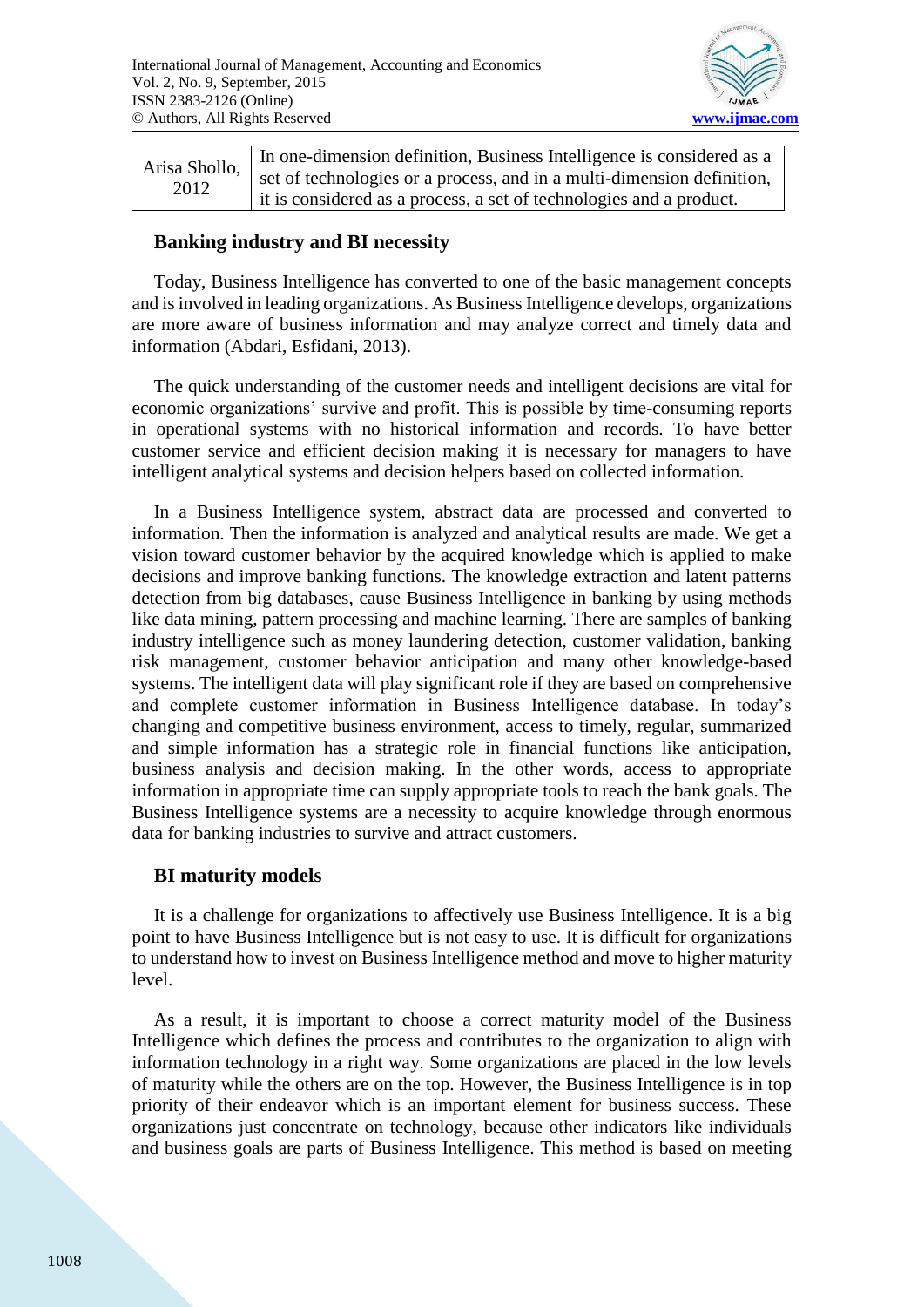| Arisa Shollo, 2012 | In one-dimension definition, Business Intelligence is considered as a set of technologies or a process, and in a multi-dimension definition, it is considered as a process, a set of technologies and a product. |
|---|---|

## Banking industry and BI necessity

Today, Business Intelligence has converted to one of the basic management concepts and is involved in leading organizations. As Business Intelligence develops, organizations are more aware of business information and may analyze correct and timely data and information (Abdari, Esfidani, 2013).

The quick understanding of the customer needs and intelligent decisions are vital for economic organizations' survive and profit. This is possible by time-consuming reports in operational systems with no historical information and records. To have better customer service and efficient decision making it is necessary for managers to have intelligent analytical systems and decision helpers based on collected information.

In a Business Intelligence system, abstract data are processed and converted to information. Then the information is analyzed and analytical results are made. We get a vision toward customer behavior by the acquired knowledge which is applied to make decisions and improve banking functions. The knowledge extraction and latent patterns detection from big databases, cause Business Intelligence in banking by using methods like data mining, pattern processing and machine learning. There are samples of banking industry intelligence such as money laundering detection, customer validation, banking risk management, customer behavior anticipation and many other knowledge-based systems. The intelligent data will play significant role if they are based on comprehensive and complete customer information in Business Intelligence database. In today's changing and competitive business environment, access to timely, regular, summarized and simple information has a strategic role in financial functions like anticipation, business analysis and decision making. In the other words, access to appropriate information in appropriate time can supply appropriate tools to reach the bank goals. The Business Intelligence systems are a necessity to acquire knowledge through enormous data for banking industries to survive and attract customers.

## BI maturity models

It is a challenge for organizations to affectively use Business Intelligence. It is a big point to have Business Intelligence but is not easy to use. It is difficult for organizations to understand how to invest on Business Intelligence method and move to higher maturity level.

As a result, it is important to choose a correct maturity model of the Business Intelligence which defines the process and contributes to the organization to align with information technology in a right way. Some organizations are placed in the low levels of maturity while the others are on the top. However, the Business Intelligence is in top priority of their endeavor which is an important element for business success. These organizations just concentrate on technology, because other indicators like individuals and business goals are parts of Business Intelligence. This method is based on meeting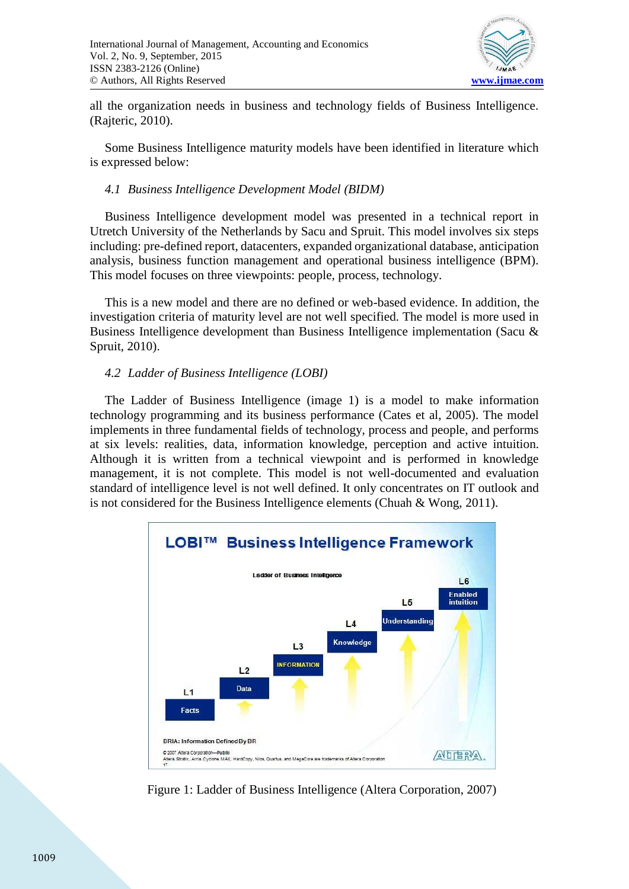all the organization needs in business and technology fields of Business Intelligence. (Rajteric, 2010).

Some Business Intelligence maturity models have been identified in literature which is expressed below:

### *4.1 Business Intelligence Development Model (BIDM)*

Business Intelligence development model was presented in a technical report in Utretch University of the Netherlands by Sacu and Spruit. This model involves six steps including: pre-defined report, datacenters, expanded organizational database, anticipation analysis, business function management and operational business intelligence (BPM). This model focuses on three viewpoints: people, process, technology.

This is a new model and there are no defined or web-based evidence. In addition, the investigation criteria of maturity level are not well specified. The model is more used in Business Intelligence development than Business Intelligence implementation (Sacu & Spruit, 2010).

### *4.2 Ladder of Business Intelligence (LOBI)*

The Ladder of Business Intelligence (image 1) is a model to make information technology programming and its business performance (Cates et al, 2005). The model implements in three fundamental fields of technology, process and people, and performs at six levels: realities, data, information knowledge, perception and active intuition. Although it is written from a technical viewpoint and is performed in knowledge management, it is not complete. This model is not well-documented and evaluation standard of intelligence level is not well defined. It only concentrates on IT outlook and is not considered for the Business Intelligence elements (Chuah & Wong, 2011).

Figure 1: Ladder of Business Intelligence (Altera Corporation, 2007)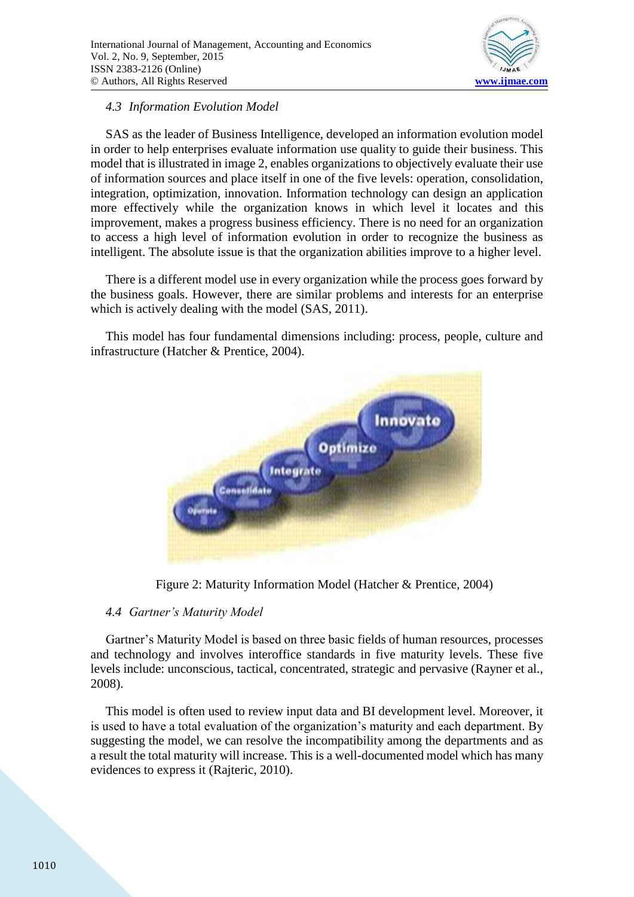### *4.3 Information Evolution Model*

SAS as the leader of Business Intelligence, developed an information evolution model in order to help enterprises evaluate information use quality to guide their business. This model that is illustrated in image 2, enables organizations to objectively evaluate their use of information sources and place itself in one of the five levels: operation, consolidation, integration, optimization, innovation. Information technology can design an application more effectively while the organization knows in which level it locates and this improvement, makes a progress business efficiency. There is no need for an organization to access a high level of information evolution in order to recognize the business as intelligent. The absolute issue is that the organization abilities improve to a higher level.

There is a different model use in every organization while the process goes forward by the business goals. However, there are similar problems and interests for an enterprise which is actively dealing with the model (SAS, 2011).

This model has four fundamental dimensions including: process, people, culture and infrastructure (Hatcher & Prentice, 2004).

Figure 2: Maturity Information Model (Hatcher & Prentice, 2004)

### *4.4 Gartner's Maturity Model*

Gartner's Maturity Model is based on three basic fields of human resources, processes and technology and involves interoffice standards in five maturity levels. These five levels include: unconscious, tactical, concentrated, strategic and pervasive (Rayner et al., 2008).

This model is often used to review input data and BI development level. Moreover, it is used to have a total evaluation of the organization's maturity and each department. By suggesting the model, we can resolve the incompatibility among the departments and as a result the total maturity will increase. This is a well-documented model which has many evidences to express it (Rajteric, 2010).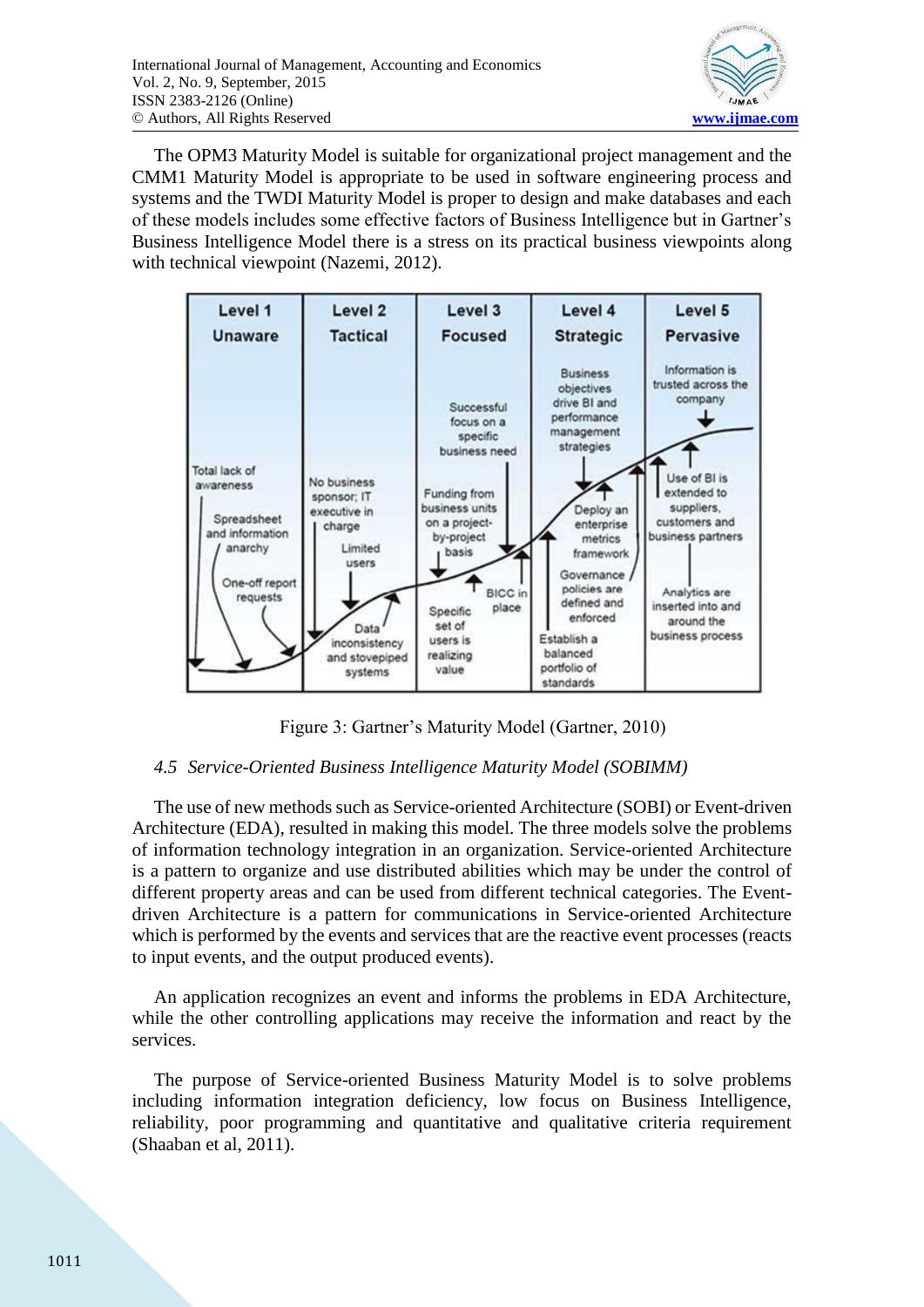The OPM3 Maturity Model is suitable for organizational project management and the CMM1 Maturity Model is appropriate to be used in software engineering process and systems and the TWDI Maturity Model is proper to design and make databases and each of these models includes some effective factors of Business Intelligence but in Gartner's Business Intelligence Model there is a stress on its practical business viewpoints along with technical viewpoint (Nazemi, 2012).

Figure 3: Gartner's Maturity Model (Gartner, 2010)

### *4.5 Service-Oriented Business Intelligence Maturity Model (SOBIMM)*

The use of new methods such as Service-oriented Architecture (SOBI) or Event-driven Architecture (EDA), resulted in making this model. The three models solve the problems of information technology integration in an organization. Service-oriented Architecture is a pattern to organize and use distributed abilities which may be under the control of different property areas and can be used from different technical categories. The Event-driven Architecture is a pattern for communications in Service-oriented Architecture which is performed by the events and services that are the reactive event processes (reacts to input events, and the output produced events).

An application recognizes an event and informs the problems in EDA Architecture, while the other controlling applications may receive the information and react by the services.

The purpose of Service-oriented Business Maturity Model is to solve problems including information integration deficiency, low focus on Business Intelligence, reliability, poor programming and quantitative and qualitative criteria requirement (Shaaban et al, 2011).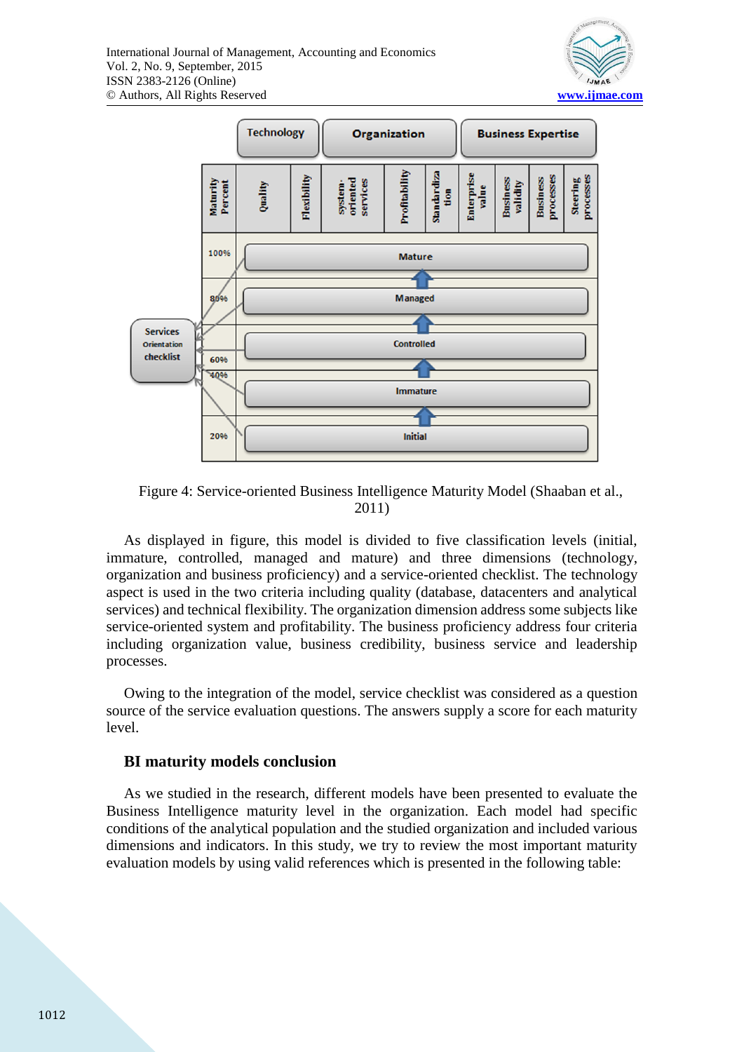Figure 4: Service-oriented Business Intelligence Maturity Model (Shaaban et al., 2011)

As displayed in figure, this model is divided to five classification levels (initial, immature, controlled, managed and mature) and three dimensions (technology, organization and business proficiency) and a service-oriented checklist. The technology aspect is used in the two criteria including quality (database, datacenters and analytical services) and technical flexibility. The organization dimension address some subjects like service-oriented system and profitability. The business proficiency address four criteria including organization value, business credibility, business service and leadership processes.

Owing to the integration of the model, service checklist was considered as a question source of the service evaluation questions. The answers supply a score for each maturity level.

### BI maturity models conclusion

As we studied in the research, different models have been presented to evaluate the Business Intelligence maturity level in the organization. Each model had specific conditions of the analytical population and the studied organization and included various dimensions and indicators. In this study, we try to review the most important maturity evaluation models by using valid references which is presented in the following table: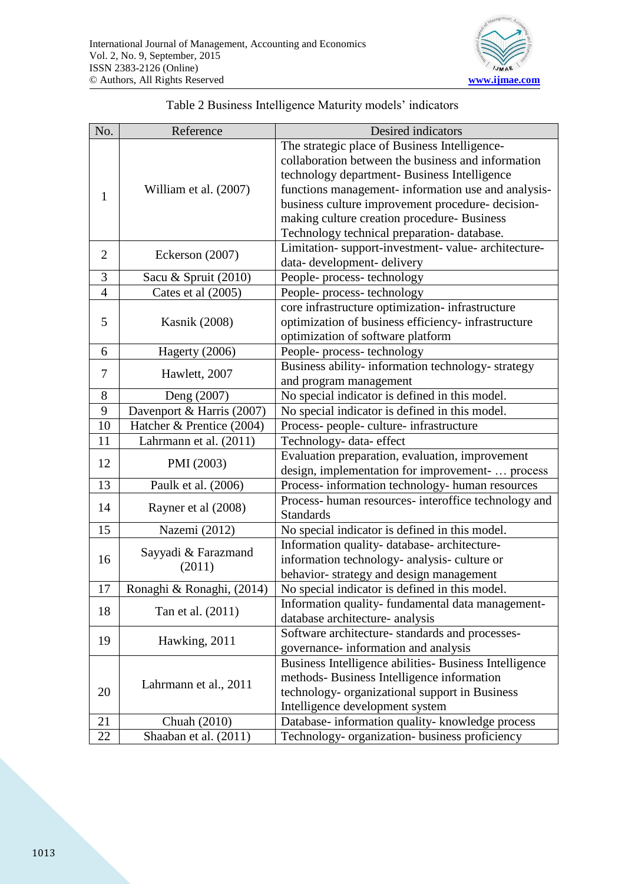Table 2 Business Intelligence Maturity models' indicators

| No. | Reference | Desired indicators |
|---|---|---|
| 1 | William et al. (2007) | The strategic place of Business Intelligence- collaboration between the business and information technology department- Business Intelligence functions management- information use and analysis- business culture improvement procedure- decision-making culture creation procedure- Business Technology technical preparation- database. |
| 2 | Eckerson (2007) | Limitation- support-investment- value- architecture- data- development- delivery |
| 3 | Sacu & Spruit (2010) | People- process- technology |
| 4 | Cates et al (2005) | People- process- technology |
| 5 | Kasnik (2008) | core infrastructure optimization- infrastructure optimization of business efficiency- infrastructure optimization of software platform |
| 6 | Hagerty (2006) | People- process- technology |
| 7 | Hawlett, 2007 | Business ability- information technology- strategy and program management |
| 8 | Deng (2007) | No special indicator is defined in this model. |
| 9 | Davenport & Harris (2007) | No special indicator is defined in this model. |
| 10 | Hatcher & Prentice (2004) | Process- people- culture- infrastructure |
| 11 | Lahrmann et al. (2011) | Technology- data- effect |
| 12 | PMI (2003) | Evaluation preparation, evaluation, improvement design, implementation for improvement- … process |
| 13 | Paulk et al. (2006) | Process- information technology- human resources |
| 14 | Rayner et al (2008) | Process- human resources- interoffice technology and Standards |
| 15 | Nazemi (2012) | No special indicator is defined in this model. |
| 16 | Sayyadi & Farazmand (2011) | Information quality- database- architecture- information technology- analysis- culture or behavior- strategy and design management |
| 17 | Ronaghi & Ronaghi, (2014) | No special indicator is defined in this model. |
| 18 | Tan et al. (2011) | Information quality- fundamental data management- database architecture- analysis |
| 19 | Hawking, 2011 | Software architecture- standards and processes- governance- information and analysis |
| 20 | Lahrmann et al., 2011 | Business Intelligence abilities- Business Intelligence methods- Business Intelligence information technology- organizational support in Business Intelligence development system |
| 21 | Chuah (2010) | Database- information quality- knowledge process |
| 22 | Shaaban et al. (2011) | Technology- organization- business proficiency |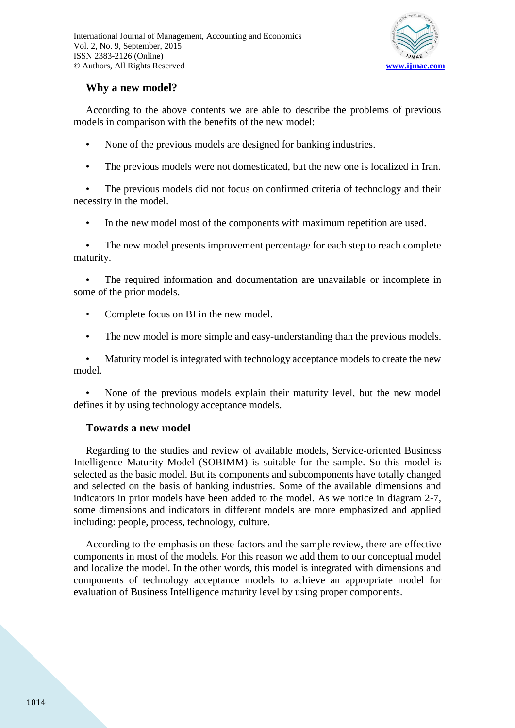## Why a new model?

According to the above contents we are able to describe the problems of previous models in comparison with the benefits of the new model:

- None of the previous models are designed for banking industries.
- The previous models were not domesticated, but the new one is localized in Iran.
- The previous models did not focus on confirmed criteria of technology and their necessity in the model.
- In the new model most of the components with maximum repetition are used.
- The new model presents improvement percentage for each step to reach complete maturity.
- The required information and documentation are unavailable or incomplete in some of the prior models.
- Complete focus on BI in the new model.
- The new model is more simple and easy-understanding than the previous models.
- Maturity model is integrated with technology acceptance models to create the new model.
- None of the previous models explain their maturity level, but the new model defines it by using technology acceptance models.

## Towards a new model

Regarding to the studies and review of available models, Service-oriented Business Intelligence Maturity Model (SOBIMM) is suitable for the sample. So this model is selected as the basic model. But its components and subcomponents have totally changed and selected on the basis of banking industries. Some of the available dimensions and indicators in prior models have been added to the model. As we notice in diagram 2-7, some dimensions and indicators in different models are more emphasized and applied including: people, process, technology, culture.

According to the emphasis on these factors and the sample review, there are effective components in most of the models. For this reason we add them to our conceptual model and localize the model. In the other words, this model is integrated with dimensions and components of technology acceptance models to achieve an appropriate model for evaluation of Business Intelligence maturity level by using proper components.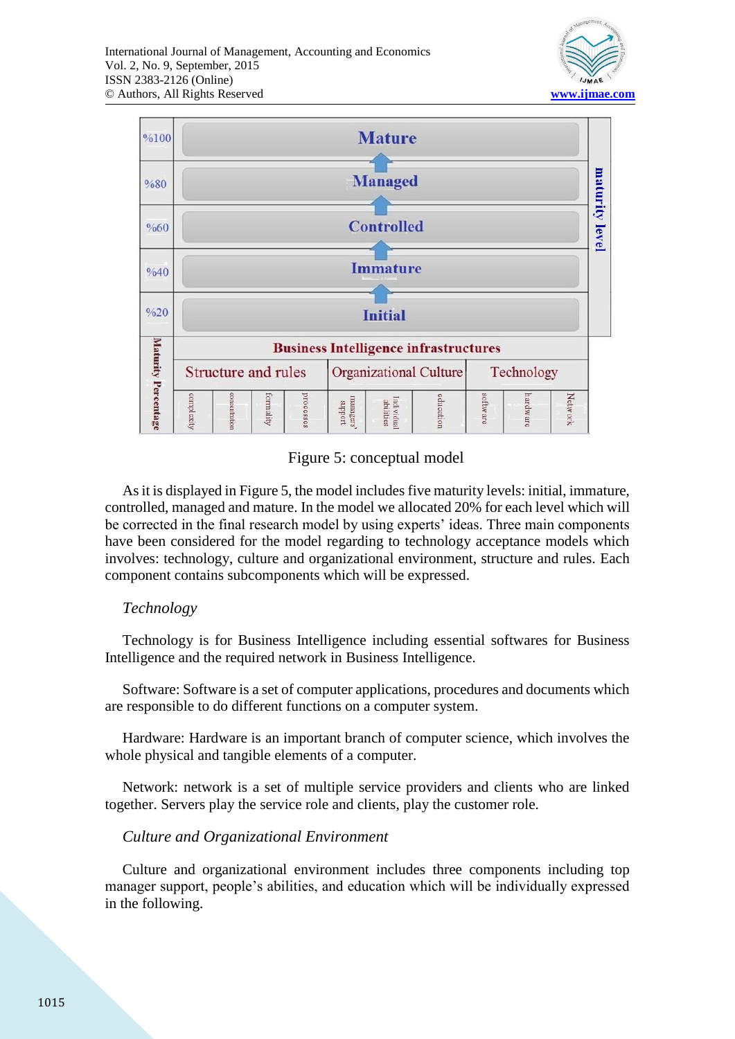| %100 | Mature | | | | | | | | | | maturity level |
|---|---|---|---|---|---|---|---|---|---|---|---|
| %80 | Managed | | | | | | | | | | |
| %60 | Controlled | | | | | | | | | | |
| %40 | Immature | | | | | | | | | | |
| %20 | Initial | | | | | | | | | | |
| Maturity Percentage | Business Intelligence infrastructures | | | | | | | | | | |
| | Structure and rules | | | | Organizational Culture | | | Technology | | | |
| | complexity | concentration | formality | processes | managers' support | Individual abilities | education | software | hardware | Network | |

Figure 5: conceptual model

As it is displayed in Figure 5, the model includes five maturity levels: initial, immature, controlled, managed and mature. In the model we allocated 20% for each level which will be corrected in the final research model by using experts' ideas. Three main components have been considered for the model regarding to technology acceptance models which involves: technology, culture and organizational environment, structure and rules. Each component contains subcomponents which will be expressed.

*Technology*

Technology is for Business Intelligence including essential softwares for Business Intelligence and the required network in Business Intelligence.

Software: Software is a set of computer applications, procedures and documents which are responsible to do different functions on a computer system.

Hardware: Hardware is an important branch of computer science, which involves the whole physical and tangible elements of a computer.

Network: network is a set of multiple service providers and clients who are linked together. Servers play the service role and clients, play the customer role.

*Culture and Organizational Environment*

Culture and organizational environment includes three components including top manager support, people's abilities, and education which will be individually expressed in the following.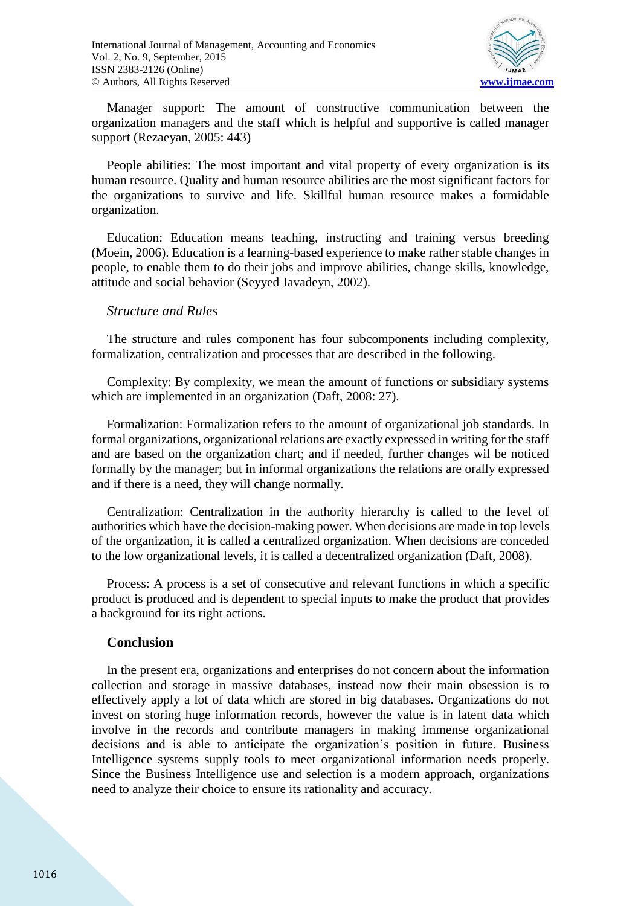Manager support: The amount of constructive communication between the organization managers and the staff which is helpful and supportive is called manager support (Rezaeyan, 2005: 443)

People abilities: The most important and vital property of every organization is its human resource. Quality and human resource abilities are the most significant factors for the organizations to survive and life. Skillful human resource makes a formidable organization.

Education: Education means teaching, instructing and training versus breeding (Moein, 2006). Education is a learning-based experience to make rather stable changes in people, to enable them to do their jobs and improve abilities, change skills, knowledge, attitude and social behavior (Seyyed Javadeyn, 2002).

*Structure and Rules*

The structure and rules component has four subcomponents including complexity, formalization, centralization and processes that are described in the following.

Complexity: By complexity, we mean the amount of functions or subsidiary systems which are implemented in an organization (Daft, 2008: 27).

Formalization: Formalization refers to the amount of organizational job standards. In formal organizations, organizational relations are exactly expressed in writing for the staff and are based on the organization chart; and if needed, further changes wil be noticed formally by the manager; but in informal organizations the relations are orally expressed and if there is a need, they will change normally.

Centralization: Centralization in the authority hierarchy is called to the level of authorities which have the decision-making power. When decisions are made in top levels of the organization, it is called a centralized organization. When decisions are conceded to the low organizational levels, it is called a decentralized organization (Daft, 2008).

Process: A process is a set of consecutive and relevant functions in which a specific product is produced and is dependent to special inputs to make the product that provides a background for its right actions.

## Conclusion

In the present era, organizations and enterprises do not concern about the information collection and storage in massive databases, instead now their main obsession is to effectively apply a lot of data which are stored in big databases. Organizations do not invest on storing huge information records, however the value is in latent data which involve in the records and contribute managers in making immense organizational decisions and is able to anticipate the organization's position in future. Business Intelligence systems supply tools to meet organizational information needs properly. Since the Business Intelligence use and selection is a modern approach, organizations need to analyze their choice to ensure its rationality and accuracy.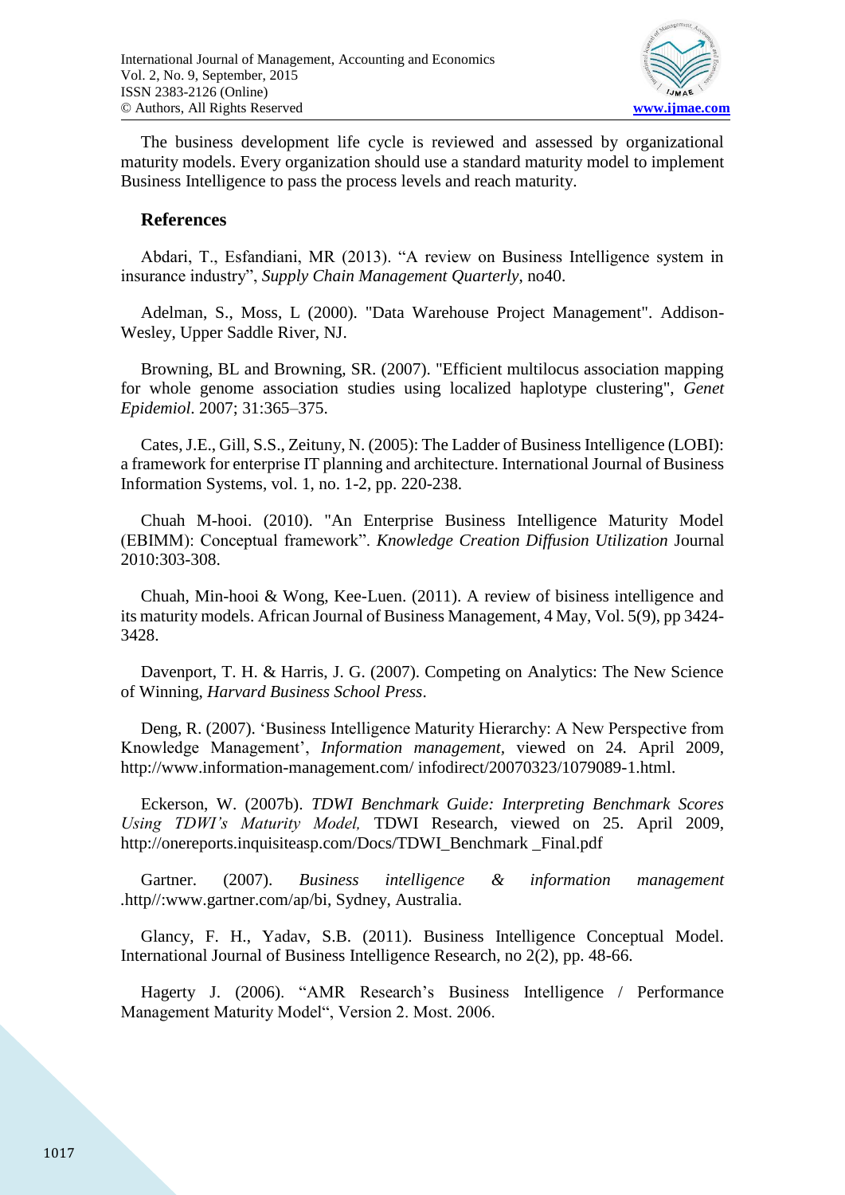The business development life cycle is reviewed and assessed by organizational maturity models. Every organization should use a standard maturity model to implement Business Intelligence to pass the process levels and reach maturity.

## References

Abdari, T., Esfandiani, MR (2013). "A review on Business Intelligence system in insurance industry", *Supply Chain Management Quarterly*, no40.

Adelman, S., Moss, L (2000). "Data Warehouse Project Management". Addison-Wesley, Upper Saddle River, NJ.

Browning, BL and Browning, SR. (2007). "Efficient multilocus association mapping for whole genome association studies using localized haplotype clustering", *Genet Epidemiol*. 2007; 31:365–375.

Cates, J.E., Gill, S.S., Zeituny, N. (2005): The Ladder of Business Intelligence (LOBI): a framework for enterprise IT planning and architecture. International Journal of Business Information Systems, vol. 1, no. 1-2, pp. 220-238.

Chuah M-hooi. (2010). "An Enterprise Business Intelligence Maturity Model (EBIMM): Conceptual framework". *Knowledge Creation Diffusion Utilization* Journal 2010:303-308.

Chuah, Min-hooi & Wong, Kee-Luen. (2011). A review of bisiness intelligence and its maturity models. African Journal of Business Management, 4 May, Vol. 5(9), pp 3424-3428.

Davenport, T. H. & Harris, J. G. (2007). Competing on Analytics: The New Science of Winning, *Harvard Business School Press*.

Deng, R. (2007). 'Business Intelligence Maturity Hierarchy: A New Perspective from Knowledge Management', *Information management*, viewed on 24. April 2009, http://www.information-management.com/ infodirect/20070323/1079089-1.html.

Eckerson, W. (2007b). *TDWI Benchmark Guide: Interpreting Benchmark Scores Using TDWI's Maturity Model,* TDWI Research, viewed on 25. April 2009, http://onereports.inquisiteasp.com/Docs/TDWI_Benchmark _Final.pdf

Gartner. (2007). *Business intelligence & information management* .http//:www.gartner.com/ap/bi, Sydney, Australia.

Glancy, F. H., Yadav, S.B. (2011). Business Intelligence Conceptual Model. International Journal of Business Intelligence Research, no 2(2), pp. 48-66.

Hagerty J. (2006). "AMR Research's Business Intelligence / Performance Management Maturity Model", Version 2. Most. 2006.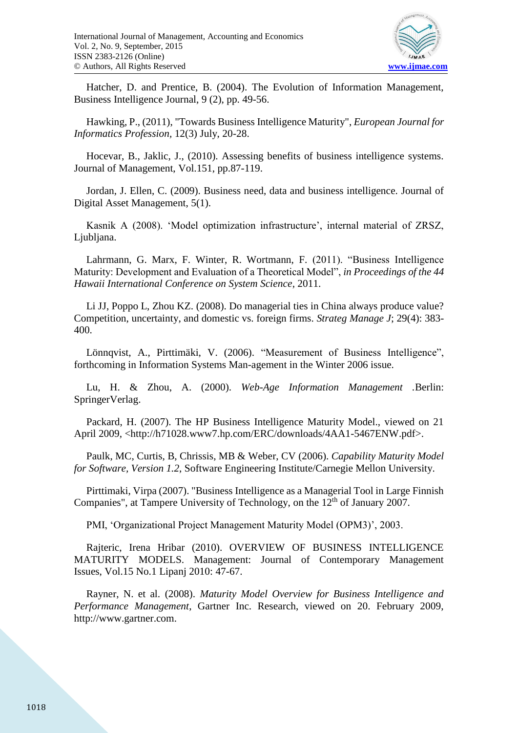Hatcher, D. and Prentice, B. (2004). The Evolution of Information Management, Business Intelligence Journal, 9 (2), pp. 49-56.

Hawking, P., (2011), "Towards Business Intelligence Maturity", *European Journal for Informatics Profession*, 12(3) July, 20-28.

Hocevar, B., Jaklic, J., (2010). Assessing benefits of business intelligence systems. Journal of Management, Vol.151, pp.87-119.

Jordan, J. Ellen, C. (2009). Business need, data and business intelligence. Journal of Digital Asset Management, 5(1).

Kasnik A (2008). 'Model optimization infrastructure', internal material of ZRSZ, Ljubljana.

Lahrmann, G. Marx, F. Winter, R. Wortmann, F. (2011). "Business Intelligence Maturity: Development and Evaluation of a Theoretical Model", *in Proceedings of the 44 Hawaii International Conference on System Science*, 2011.

Li JJ, Poppo L, Zhou KZ. (2008). Do managerial ties in China always produce value? Competition, uncertainty, and domestic vs. foreign firms. *Strateg Manage J*; 29(4): 383-400.

Lönnqvist, A., Pirttimäki, V. (2006). "Measurement of Business Intelligence", forthcoming in Information Systems Man-agement in the Winter 2006 issue.

Lu, H. & Zhou, A. (2000). *Web-Age Information Management* .Berlin: SpringerVerlag.

Packard, H. (2007). The HP Business Intelligence Maturity Model., viewed on 21 April 2009, <http://h71028.www7.hp.com/ERC/downloads/4AA1-5467ENW.pdf>.

Paulk, MC, Curtis, B, Chrissis, MB & Weber, CV (2006). *Capability Maturity Model for Software, Version 1.2*, Software Engineering Institute/Carnegie Mellon University.

Pirttimaki, Virpa (2007). "Business Intelligence as a Managerial Tool in Large Finnish Companies", at Tampere University of Technology, on the 12th of January 2007.

PMI, 'Organizational Project Management Maturity Model (OPM3)', 2003.

Rajteric, Irena Hribar (2010). OVERVIEW OF BUSINESS INTELLIGENCE MATURITY MODELS. Management: Journal of Contemporary Management Issues, Vol.15 No.1 Lipanj 2010: 47-67.

Rayner, N. et al. (2008). *Maturity Model Overview for Business Intelligence and Performance Management*, Gartner Inc. Research, viewed on 20. February 2009, http://www.gartner.com.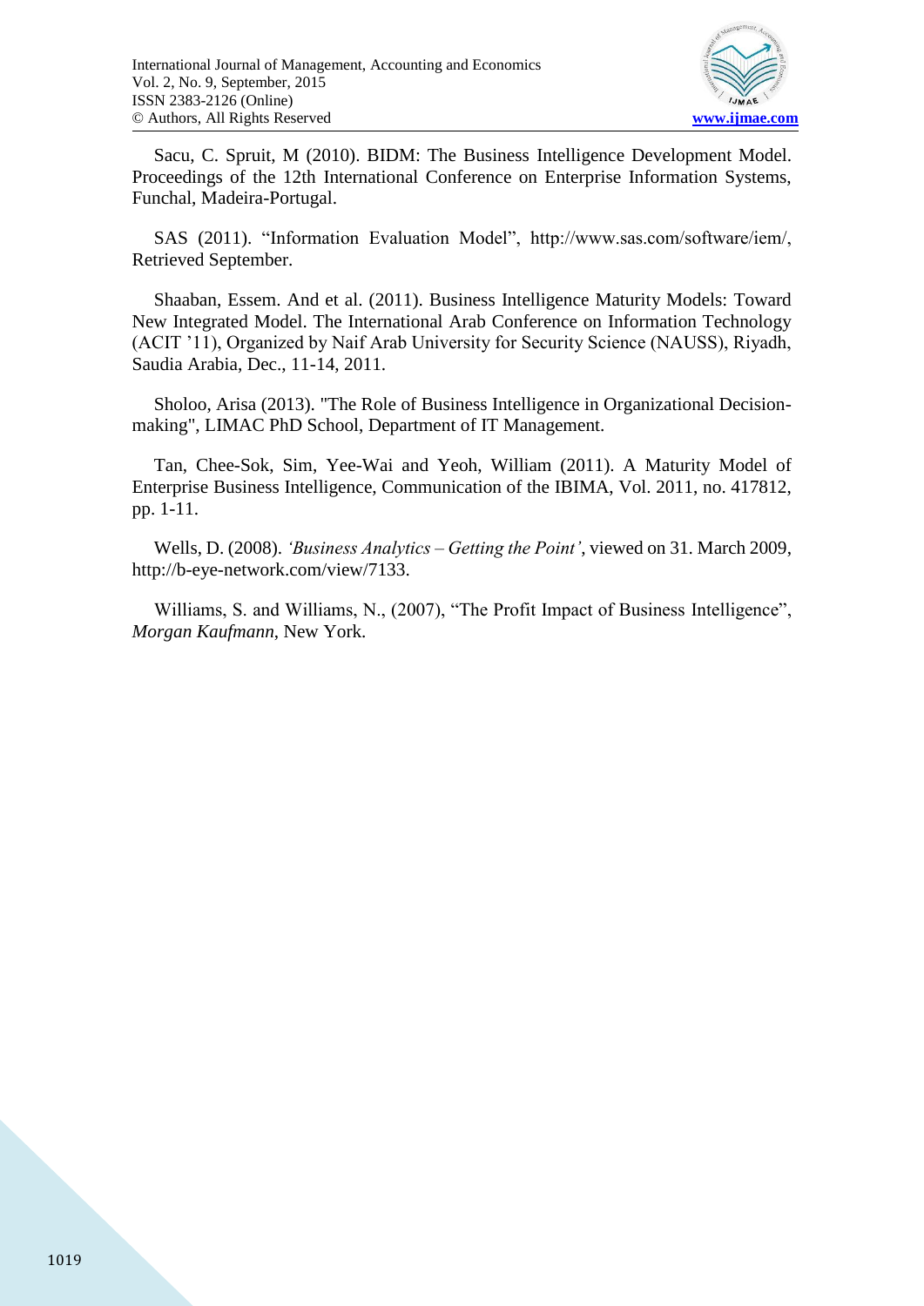Sacu, C. Spruit, M (2010). BIDM: The Business Intelligence Development Model. Proceedings of the 12th International Conference on Enterprise Information Systems, Funchal, Madeira-Portugal.

SAS (2011). "Information Evaluation Model", http://www.sas.com/software/iem/, Retrieved September.

Shaaban, Essem. And et al. (2011). Business Intelligence Maturity Models: Toward New Integrated Model. The International Arab Conference on Information Technology (ACIT '11), Organized by Naif Arab University for Security Science (NAUSS), Riyadh, Saudia Arabia, Dec., 11-14, 2011.

Sholoo, Arisa (2013). "The Role of Business Intelligence in Organizational Decision-making", LIMAC PhD School, Department of IT Management.

Tan, Chee-Sok, Sim, Yee-Wai and Yeoh, William (2011). A Maturity Model of Enterprise Business Intelligence, Communication of the IBIMA, Vol. 2011, no. 417812, pp. 1-11.

Wells, D. (2008). *'Business Analytics – Getting the Point'*, viewed on 31. March 2009, http://b-eye-network.com/view/7133.

Williams, S. and Williams, N., (2007), "The Profit Impact of Business Intelligence", *Morgan Kaufmann*, New York.